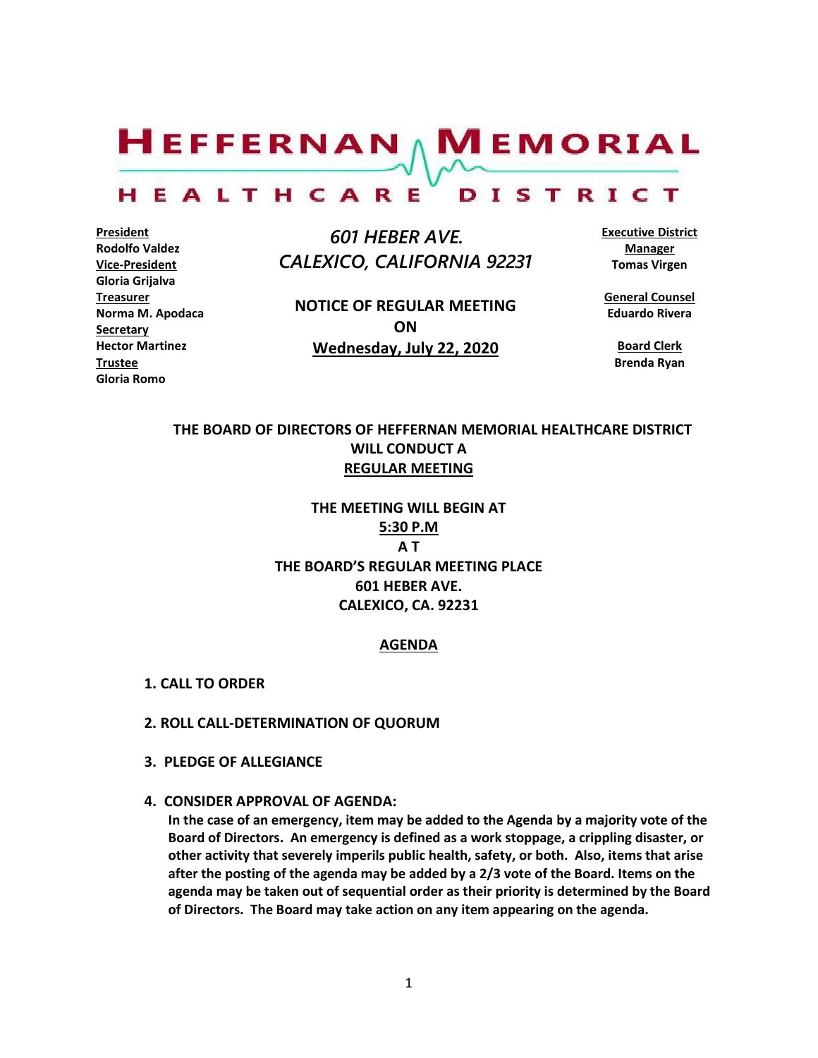# HEFFERNAN MEMORIAL HEALTHCARE DISTRICT

**President**
**Rodolfo Valdez**
**Vice-President**
**Gloria Grijalva**
**Treasurer**
**Norma M. Apodaca**
**Secretary**
**Hector Martinez**
**Trustee**
**Gloria Romo**

*601 HEBER AVE.*
*CALEXICO, CALIFORNIA 92231*

**NOTICE OF REGULAR MEETING**
**ON**
**Wednesday, July 22, 2020**

**Executive District Manager**
**Tomas Virgen**

**General Counsel**
**Eduardo Rivera**

**Board Clerk**
**Brenda Ryan**

**THE BOARD OF DIRECTORS OF HEFFERNAN MEMORIAL HEALTHCARE DISTRICT WILL CONDUCT A**
**REGULAR MEETING**

**THE MEETING WILL BEGIN AT**
**5:30 P.M**
**A T**
**THE BOARD'S REGULAR MEETING PLACE**
**601 HEBER AVE.**
**CALEXICO, CA. 92231**

## AGENDA

**1. CALL TO ORDER**

**2. ROLL CALL-DETERMINATION OF QUORUM**

**3. PLEDGE OF ALLEGIANCE**

**4. CONSIDER APPROVAL OF AGENDA:**
**In the case of an emergency, item may be added to the Agenda by a majority vote of the Board of Directors. An emergency is defined as a work stoppage, a crippling disaster, or other activity that severely imperils public health, safety, or both. Also, items that arise after the posting of the agenda may be added by a 2/3 vote of the Board. Items on the agenda may be taken out of sequential order as their priority is determined by the Board of Directors. The Board may take action on any item appearing on the agenda.**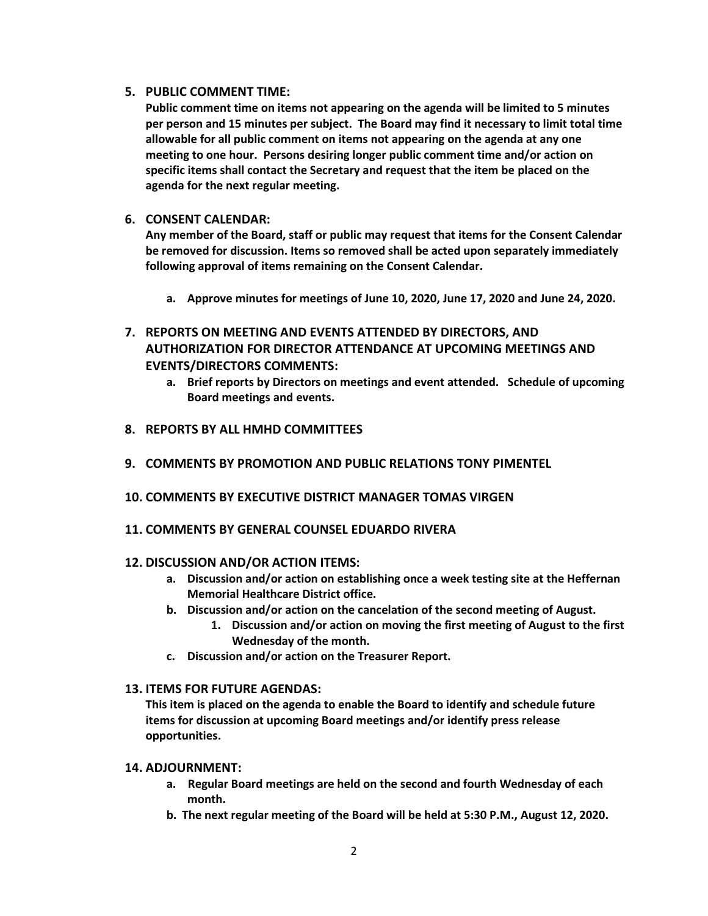**5. PUBLIC COMMENT TIME:**

**Public comment time on items not appearing on the agenda will be limited to 5 minutes per person and 15 minutes per subject. The Board may find it necessary to limit total time allowable for all public comment on items not appearing on the agenda at any one meeting to one hour. Persons desiring longer public comment time and/or action on specific items shall contact the Secretary and request that the item be placed on the agenda for the next regular meeting.**

**6. CONSENT CALENDAR:**

**Any member of the Board, staff or public may request that items for the Consent Calendar be removed for discussion. Items so removed shall be acted upon separately immediately following approval of items remaining on the Consent Calendar.**

- **a. Approve minutes for meetings of June 10, 2020, June 17, 2020 and June 24, 2020.**

**7. REPORTS ON MEETING AND EVENTS ATTENDED BY DIRECTORS, AND AUTHORIZATION FOR DIRECTOR ATTENDANCE AT UPCOMING MEETINGS AND EVENTS/DIRECTORS COMMENTS:**

- **a. Brief reports by Directors on meetings and event attended. Schedule of upcoming Board meetings and events.**

**8. REPORTS BY ALL HMHD COMMITTEES**

**9. COMMENTS BY PROMOTION AND PUBLIC RELATIONS TONY PIMENTEL**

**10. COMMENTS BY EXECUTIVE DISTRICT MANAGER TOMAS VIRGEN**

**11. COMMENTS BY GENERAL COUNSEL EDUARDO RIVERA**

**12. DISCUSSION AND/OR ACTION ITEMS:**

- **a. Discussion and/or action on establishing once a week testing site at the Heffernan Memorial Healthcare District office.**
- **b. Discussion and/or action on the cancelation of the second meeting of August.**
  - **1. Discussion and/or action on moving the first meeting of August to the first Wednesday of the month.**
- **c. Discussion and/or action on the Treasurer Report.**

**13. ITEMS FOR FUTURE AGENDAS:**

**This item is placed on the agenda to enable the Board to identify and schedule future items for discussion at upcoming Board meetings and/or identify press release opportunities.**

**14. ADJOURNMENT:**

- **a. Regular Board meetings are held on the second and fourth Wednesday of each month.**
- **b. The next regular meeting of the Board will be held at 5:30 P.M., August 12, 2020.**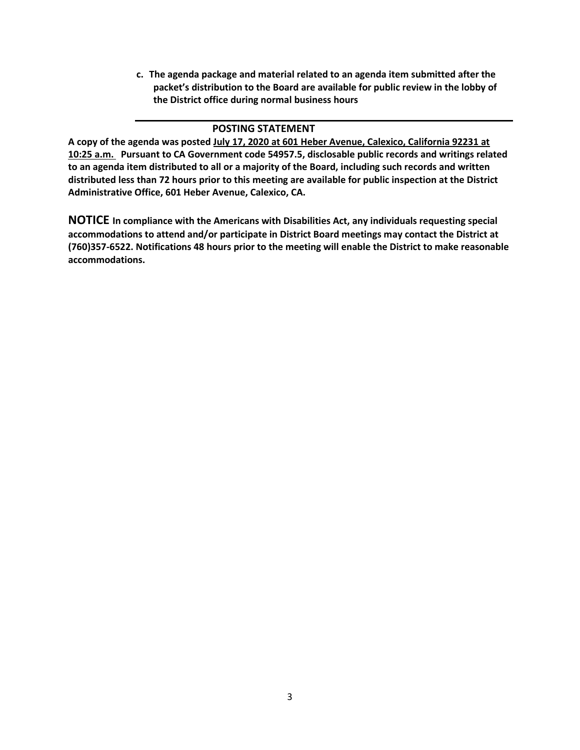c. **The agenda package and material related to an agenda item submitted after the packet's distribution to the Board are available for public review in the lobby of the District office during normal business hours**

## POSTING STATEMENT

**A copy of the agenda was posted July 17, 2020 at 601 Heber Avenue, Calexico, California 92231 at 10:25 a.m. Pursuant to CA Government code 54957.5, disclosable public records and writings related to an agenda item distributed to all or a majority of the Board, including such records and written distributed less than 72 hours prior to this meeting are available for public inspection at the District Administrative Office, 601 Heber Avenue, Calexico, CA.**

**NOTICE In compliance with the Americans with Disabilities Act, any individuals requesting special accommodations to attend and/or participate in District Board meetings may contact the District at (760)357-6522. Notifications 48 hours prior to the meeting will enable the District to make reasonable accommodations.**